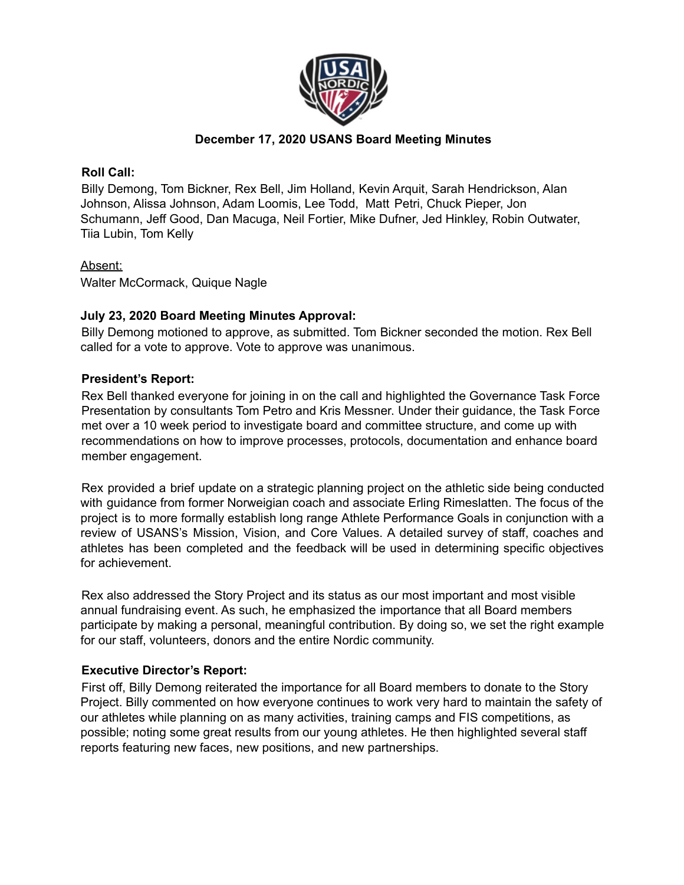# December 17, 2020 USANS Board Meeting Minutes

**Roll Call:**
Billy Demong, Tom Bickner, Rex Bell, Jim Holland, Kevin Arquit, Sarah Hendrickson, Alan Johnson, Alissa Johnson, Adam Loomis, Lee Todd, Matt Petri, Chuck Pieper, Jon Schumann, Jeff Good, Dan Macuga, Neil Fortier, Mike Dufner, Jed Hinkley, Robin Outwater, Tiia Lubin, Tom Kelly

Absent:
Walter McCormack, Quique Nagle

**July 23, 2020 Board Meeting Minutes Approval:**
Billy Demong motioned to approve, as submitted. Tom Bickner seconded the motion. Rex Bell called for a vote to approve. Vote to approve was unanimous.

**President's Report:**
Rex Bell thanked everyone for joining in on the call and highlighted the Governance Task Force Presentation by consultants Tom Petro and Kris Messner. Under their guidance, the Task Force met over a 10 week period to investigate board and committee structure, and come up with recommendations on how to improve processes, protocols, documentation and enhance board member engagement.

Rex provided a brief update on a strategic planning project on the athletic side being conducted with guidance from former Norweigian coach and associate Erling Rimeslatten. The focus of the project is to more formally establish long range Athlete Performance Goals in conjunction with a review of USANS's Mission, Vision, and Core Values. A detailed survey of staff, coaches and athletes has been completed and the feedback will be used in determining specific objectives for achievement.

Rex also addressed the Story Project and its status as our most important and most visible annual fundraising event. As such, he emphasized the importance that all Board members participate by making a personal, meaningful contribution. By doing so, we set the right example for our staff, volunteers, donors and the entire Nordic community.

**Executive Director's Report:**
First off, Billy Demong reiterated the importance for all Board members to donate to the Story Project. Billy commented on how everyone continues to work very hard to maintain the safety of our athletes while planning on as many activities, training camps and FIS competitions, as possible; noting some great results from our young athletes. He then highlighted several staff reports featuring new faces, new positions, and new partnerships.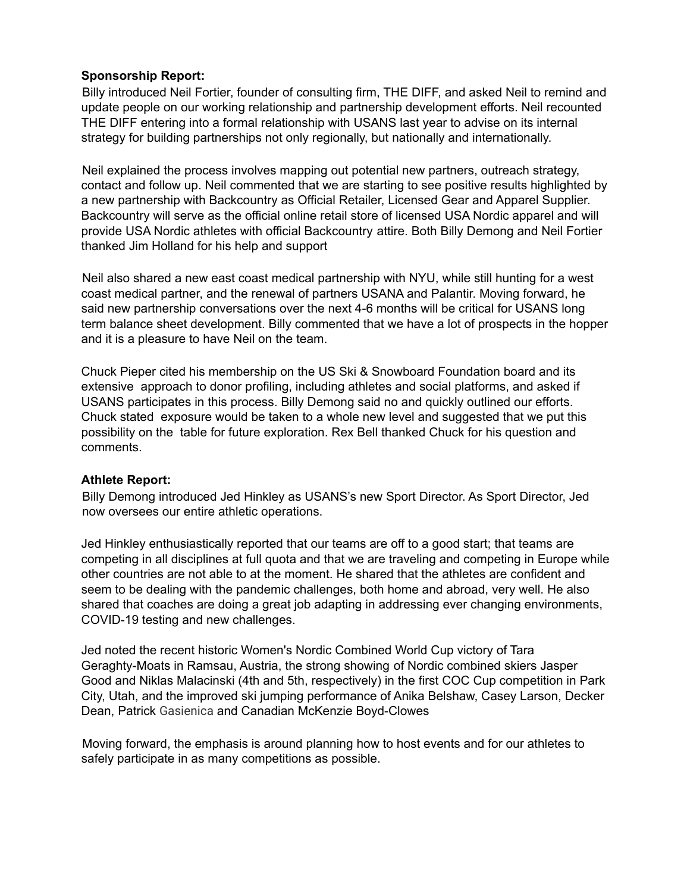**Sponsorship Report:**

Billy introduced Neil Fortier, founder of consulting firm, THE DIFF, and asked Neil to remind and update people on our working relationship and partnership development efforts. Neil recounted THE DIFF entering into a formal relationship with USANS last year to advise on its internal strategy for building partnerships not only regionally, but nationally and internationally.

Neil explained the process involves mapping out potential new partners, outreach strategy, contact and follow up. Neil commented that we are starting to see positive results highlighted by a new partnership with Backcountry as Official Retailer, Licensed Gear and Apparel Supplier. Backcountry will serve as the official online retail store of licensed USA Nordic apparel and will provide USA Nordic athletes with official Backcountry attire. Both Billy Demong and Neil Fortier thanked Jim Holland for his help and support

Neil also shared a new east coast medical partnership with NYU, while still hunting for a west coast medical partner, and the renewal of partners USANA and Palantir. Moving forward, he said new partnership conversations over the next 4-6 months will be critical for USANS long term balance sheet development. Billy commented that we have a lot of prospects in the hopper and it is a pleasure to have Neil on the team.

Chuck Pieper cited his membership on the US Ski & Snowboard Foundation board and its extensive approach to donor profiling, including athletes and social platforms, and asked if USANS participates in this process. Billy Demong said no and quickly outlined our efforts. Chuck stated exposure would be taken to a whole new level and suggested that we put this possibility on the table for future exploration. Rex Bell thanked Chuck for his question and comments.

**Athlete Report:**

Billy Demong introduced Jed Hinkley as USANS's new Sport Director. As Sport Director, Jed now oversees our entire athletic operations.

Jed Hinkley enthusiastically reported that our teams are off to a good start; that teams are competing in all disciplines at full quota and that we are traveling and competing in Europe while other countries are not able to at the moment. He shared that the athletes are confident and seem to be dealing with the pandemic challenges, both home and abroad, very well. He also shared that coaches are doing a great job adapting in addressing ever changing environments, COVID-19 testing and new challenges.

Jed noted the recent historic Women's Nordic Combined World Cup victory of Tara Geraghty-Moats in Ramsau, Austria, the strong showing of Nordic combined skiers Jasper Good and Niklas Malacinski (4th and 5th, respectively) in the first COC Cup competition in Park City, Utah, and the improved ski jumping performance of Anika Belshaw, Casey Larson, Decker Dean, Patrick Gasienica and Canadian McKenzie Boyd-Clowes

Moving forward, the emphasis is around planning how to host events and for our athletes to safely participate in as many competitions as possible.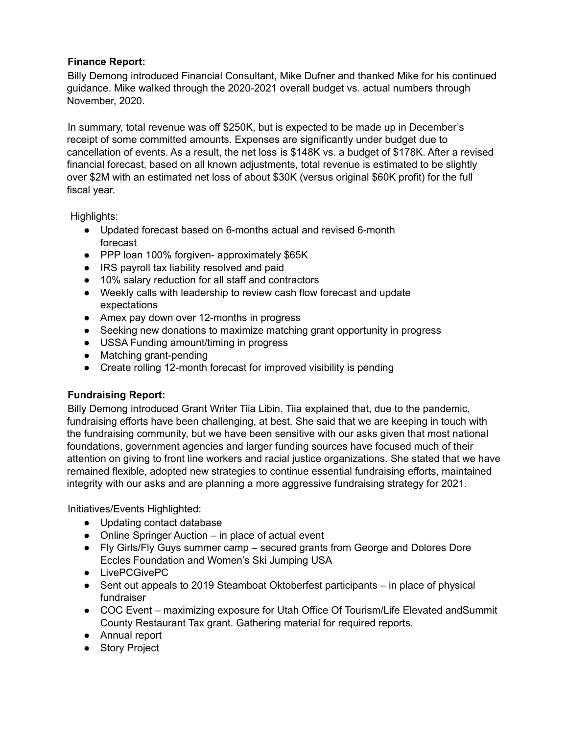**Finance Report:**

Billy Demong introduced Financial Consultant, Mike Dufner and thanked Mike for his continued guidance. Mike walked through the 2020-2021 overall budget vs. actual numbers through November, 2020.

In summary, total revenue was off $250K, but is expected to be made up in December's receipt of some committed amounts. Expenses are significantly under budget due to cancellation of events. As a result, the net loss is $148K vs. a budget of $178K. After a revised financial forecast, based on all known adjustments, total revenue is estimated to be slightly over $2M with an estimated net loss of about $30K (versus original $60K profit) for the full fiscal year.

Highlights:

- Updated forecast based on 6-months actual and revised 6-month forecast
- PPP loan 100% forgiven- approximately $65K
- IRS payroll tax liability resolved and paid
- 10% salary reduction for all staff and contractors
- Weekly calls with leadership to review cash flow forecast and update expectations
- Amex pay down over 12-months in progress
- Seeking new donations to maximize matching grant opportunity in progress
- USSA Funding amount/timing in progress
- Matching grant-pending
- Create rolling 12-month forecast for improved visibility is pending

**Fundraising Report:**

Billy Demong introduced Grant Writer Tiia Libin. Tiia explained that, due to the pandemic, fundraising efforts have been challenging, at best. She said that we are keeping in touch with the fundraising community, but we have been sensitive with our asks given that most national foundations, government agencies and larger funding sources have focused much of their attention on giving to front line workers and racial justice organizations. She stated that we have remained flexible, adopted new strategies to continue essential fundraising efforts, maintained integrity with our asks and are planning a more aggressive fundraising strategy for 2021.

Initiatives/Events Highlighted:

- Updating contact database
- Online Springer Auction – in place of actual event
- Fly Girls/Fly Guys summer camp – secured grants from George and Dolores Dore Eccles Foundation and Women's Ski Jumping USA
- LivePCGivePC
- Sent out appeals to 2019 Steamboat Oktoberfest participants – in place of physical fundraiser
- COC Event – maximizing exposure for Utah Office Of Tourism/Life Elevated andSummit County Restaurant Tax grant. Gathering material for required reports.
- Annual report
- Story Project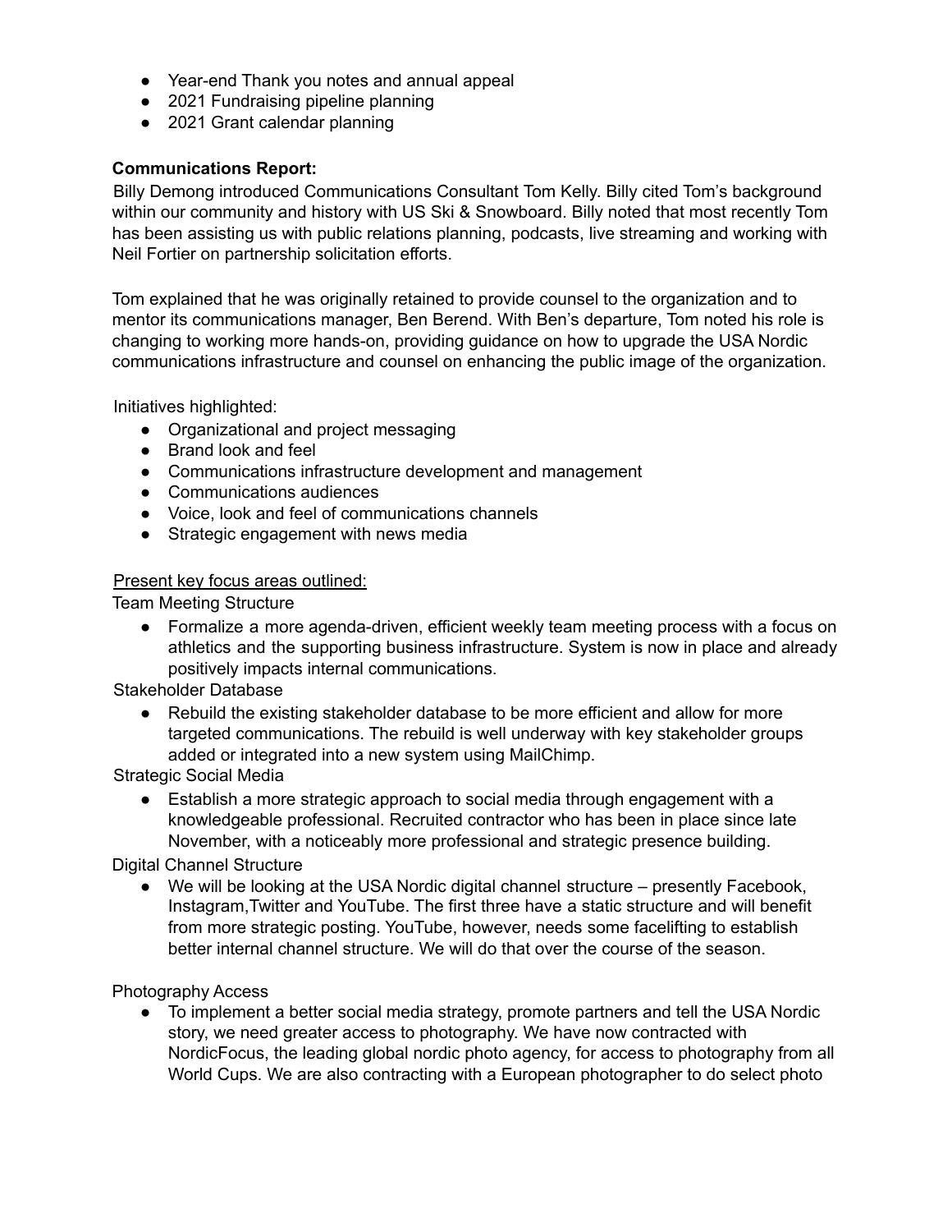- Year-end Thank you notes and annual appeal
- 2021 Fundraising pipeline planning
- 2021 Grant calendar planning

**Communications Report:**

Billy Demong introduced Communications Consultant Tom Kelly. Billy cited Tom's background within our community and history with US Ski & Snowboard. Billy noted that most recently Tom has been assisting us with public relations planning, podcasts, live streaming and working with Neil Fortier on partnership solicitation efforts.

Tom explained that he was originally retained to provide counsel to the organization and to mentor its communications manager, Ben Berend. With Ben's departure, Tom noted his role is changing to working more hands-on, providing guidance on how to upgrade the USA Nordic communications infrastructure and counsel on enhancing the public image of the organization.

Initiatives highlighted:

- Organizational and project messaging
- Brand look and feel
- Communications infrastructure development and management
- Communications audiences
- Voice, look and feel of communications channels
- Strategic engagement with news media

<u>Present key focus areas outlined:</u>

Team Meeting Structure

- Formalize a more agenda-driven, efficient weekly team meeting process with a focus on athletics and the supporting business infrastructure. System is now in place and already positively impacts internal communications.

Stakeholder Database

- Rebuild the existing stakeholder database to be more efficient and allow for more targeted communications. The rebuild is well underway with key stakeholder groups added or integrated into a new system using MailChimp.

Strategic Social Media

- Establish a more strategic approach to social media through engagement with a knowledgeable professional. Recruited contractor who has been in place since late November, with a noticeably more professional and strategic presence building.

Digital Channel Structure

- We will be looking at the USA Nordic digital channel structure – presently Facebook, Instagram,Twitter and YouTube. The first three have a static structure and will benefit from more strategic posting. YouTube, however, needs some facelifting to establish better internal channel structure. We will do that over the course of the season.

Photography Access

- To implement a better social media strategy, promote partners and tell the USA Nordic story, we need greater access to photography. We have now contracted with NordicFocus, the leading global nordic photo agency, for access to photography from all World Cups. We are also contracting with a European photographer to do select photo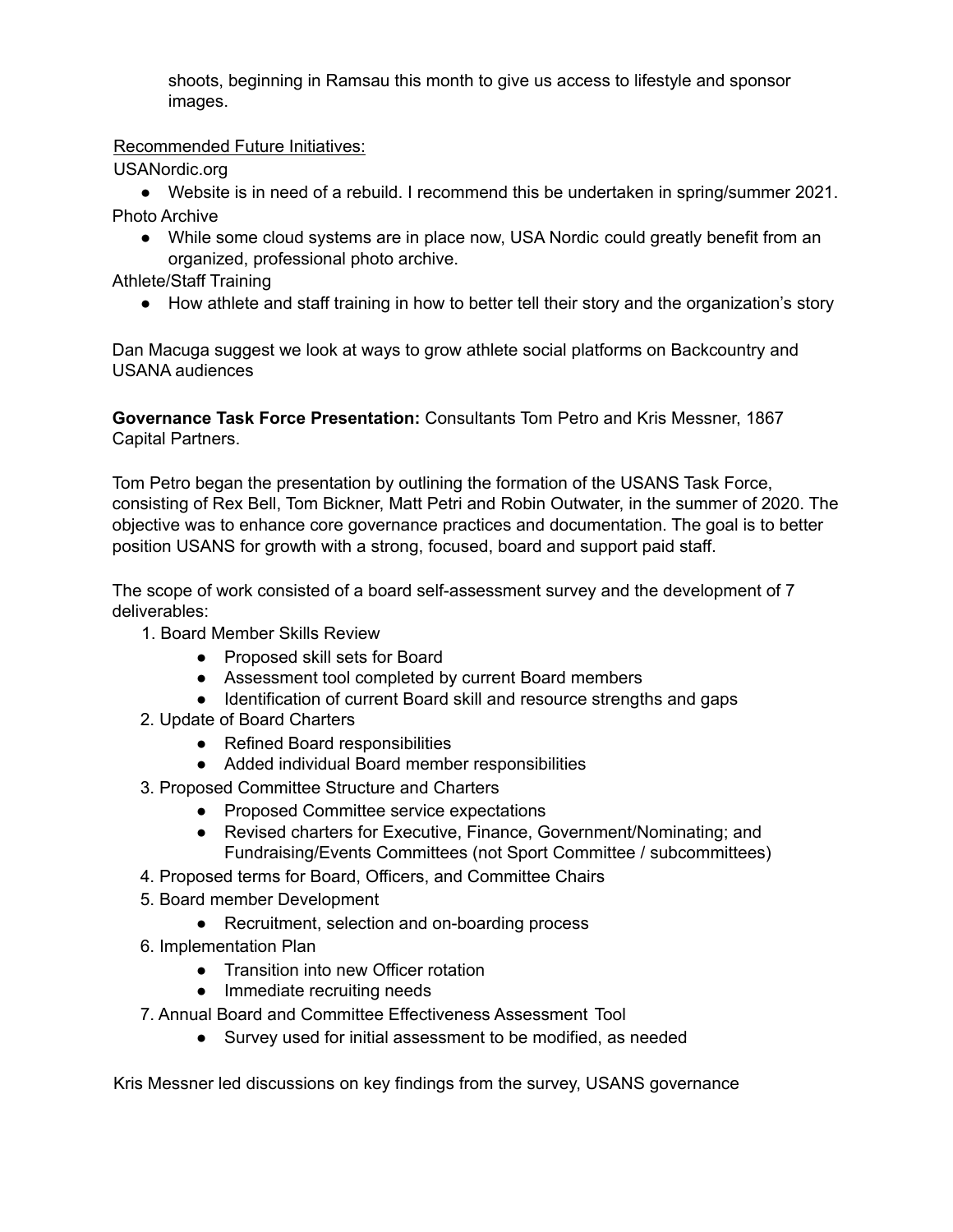shoots, beginning in Ramsau this month to give us access to lifestyle and sponsor images.

Recommended Future Initiatives:

USANordic.org

- Website is in need of a rebuild. I recommend this be undertaken in spring/summer 2021.

Photo Archive

- While some cloud systems are in place now, USA Nordic could greatly benefit from an organized, professional photo archive.

Athlete/Staff Training

- How athlete and staff training in how to better tell their story and the organization's story

Dan Macuga suggest we look at ways to grow athlete social platforms on Backcountry and USANA audiences

**Governance Task Force Presentation:** Consultants Tom Petro and Kris Messner, 1867 Capital Partners.

Tom Petro began the presentation by outlining the formation of the USANS Task Force, consisting of Rex Bell, Tom Bickner, Matt Petri and Robin Outwater, in the summer of 2020. The objective was to enhance core governance practices and documentation. The goal is to better position USANS for growth with a strong, focused, board and support paid staff.

The scope of work consisted of a board self-assessment survey and the development of 7 deliverables:

1. Board Member Skills Review
   - Proposed skill sets for Board
   - Assessment tool completed by current Board members
   - Identification of current Board skill and resource strengths and gaps
2. Update of Board Charters
   - Refined Board responsibilities
   - Added individual Board member responsibilities
3. Proposed Committee Structure and Charters
   - Proposed Committee service expectations
   - Revised charters for Executive, Finance, Government/Nominating; and Fundraising/Events Committees (not Sport Committee / subcommittees)
4. Proposed terms for Board, Officers, and Committee Chairs
5. Board member Development
   - Recruitment, selection and on-boarding process
6. Implementation Plan
   - Transition into new Officer rotation
   - Immediate recruiting needs
7. Annual Board and Committee Effectiveness Assessment Tool
   - Survey used for initial assessment to be modified, as needed

Kris Messner led discussions on key findings from the survey, USANS governance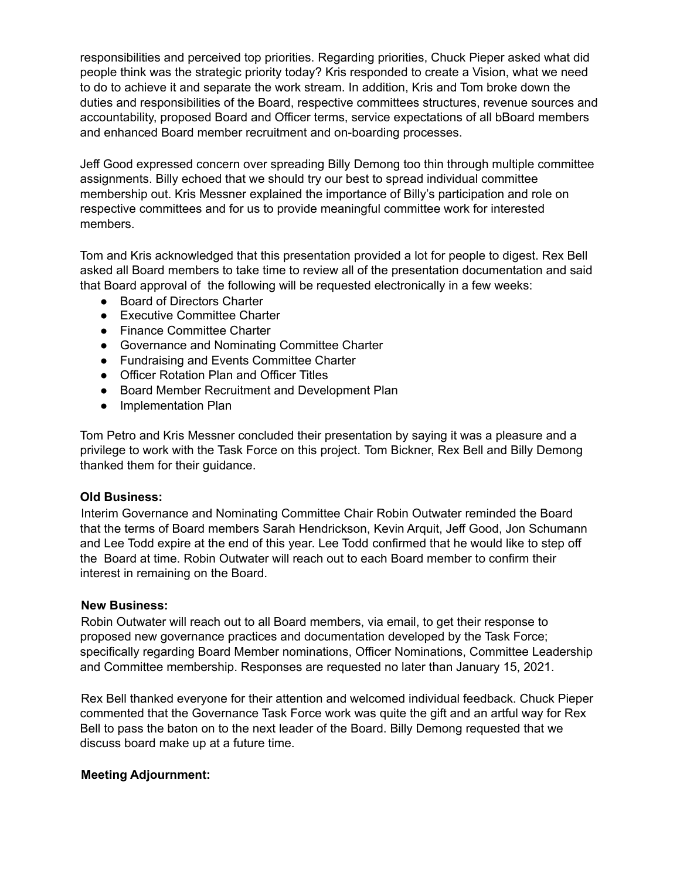responsibilities and perceived top priorities. Regarding priorities, Chuck Pieper asked what did people think was the strategic priority today? Kris responded to create a Vision, what we need to do to achieve it and separate the work stream. In addition, Kris and Tom broke down the duties and responsibilities of the Board, respective committees structures, revenue sources and accountability, proposed Board and Officer terms, service expectations of all bBoard members and enhanced Board member recruitment and on-boarding processes.

Jeff Good expressed concern over spreading Billy Demong too thin through multiple committee assignments. Billy echoed that we should try our best to spread individual committee membership out. Kris Messner explained the importance of Billy's participation and role on respective committees and for us to provide meaningful committee work for interested members.

Tom and Kris acknowledged that this presentation provided a lot for people to digest. Rex Bell asked all Board members to take time to review all of the presentation documentation and said that Board approval of the following will be requested electronically in a few weeks:

- Board of Directors Charter
- Executive Committee Charter
- Finance Committee Charter
- Governance and Nominating Committee Charter
- Fundraising and Events Committee Charter
- Officer Rotation Plan and Officer Titles
- Board Member Recruitment and Development Plan
- Implementation Plan

Tom Petro and Kris Messner concluded their presentation by saying it was a pleasure and a privilege to work with the Task Force on this project. Tom Bickner, Rex Bell and Billy Demong thanked them for their guidance.

**Old Business:**

Interim Governance and Nominating Committee Chair Robin Outwater reminded the Board that the terms of Board members Sarah Hendrickson, Kevin Arquit, Jeff Good, Jon Schumann and Lee Todd expire at the end of this year. Lee Todd confirmed that he would like to step off the Board at time. Robin Outwater will reach out to each Board member to confirm their interest in remaining on the Board.

**New Business:**

Robin Outwater will reach out to all Board members, via email, to get their response to proposed new governance practices and documentation developed by the Task Force; specifically regarding Board Member nominations, Officer Nominations, Committee Leadership and Committee membership. Responses are requested no later than January 15, 2021.

Rex Bell thanked everyone for their attention and welcomed individual feedback. Chuck Pieper commented that the Governance Task Force work was quite the gift and an artful way for Rex Bell to pass the baton on to the next leader of the Board. Billy Demong requested that we discuss board make up at a future time.

**Meeting Adjournment:**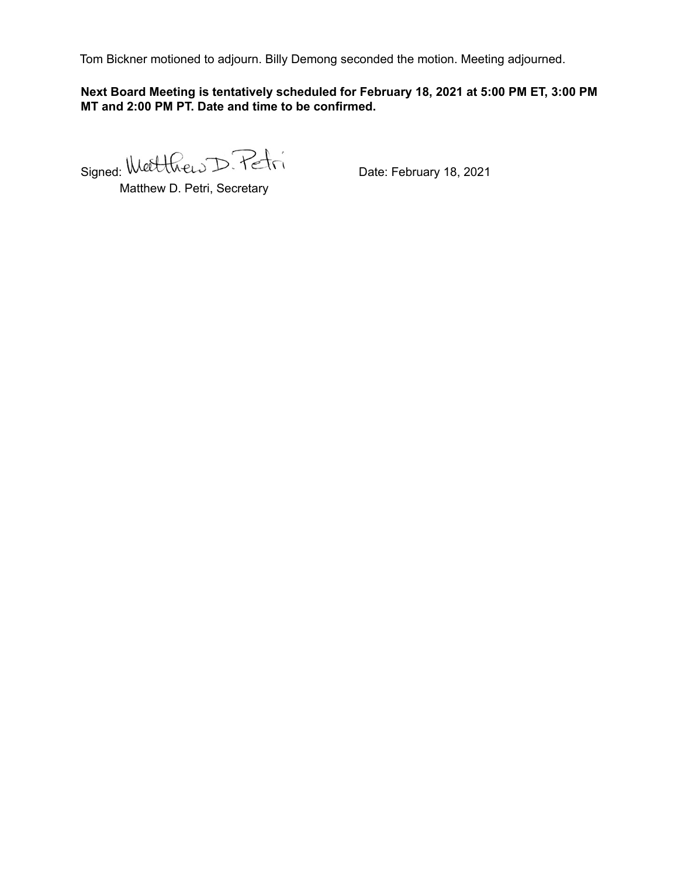Tom Bickner motioned to adjourn. Billy Demong seconded the motion. Meeting adjourned.

**Next Board Meeting is tentatively scheduled for February 18, 2021 at 5:00 PM ET, 3:00 PM MT and 2:00 PM PT. Date and time to be confirmed.**

Signed: Matthew D. Petri Date: February 18, 2021

Matthew D. Petri, Secretary